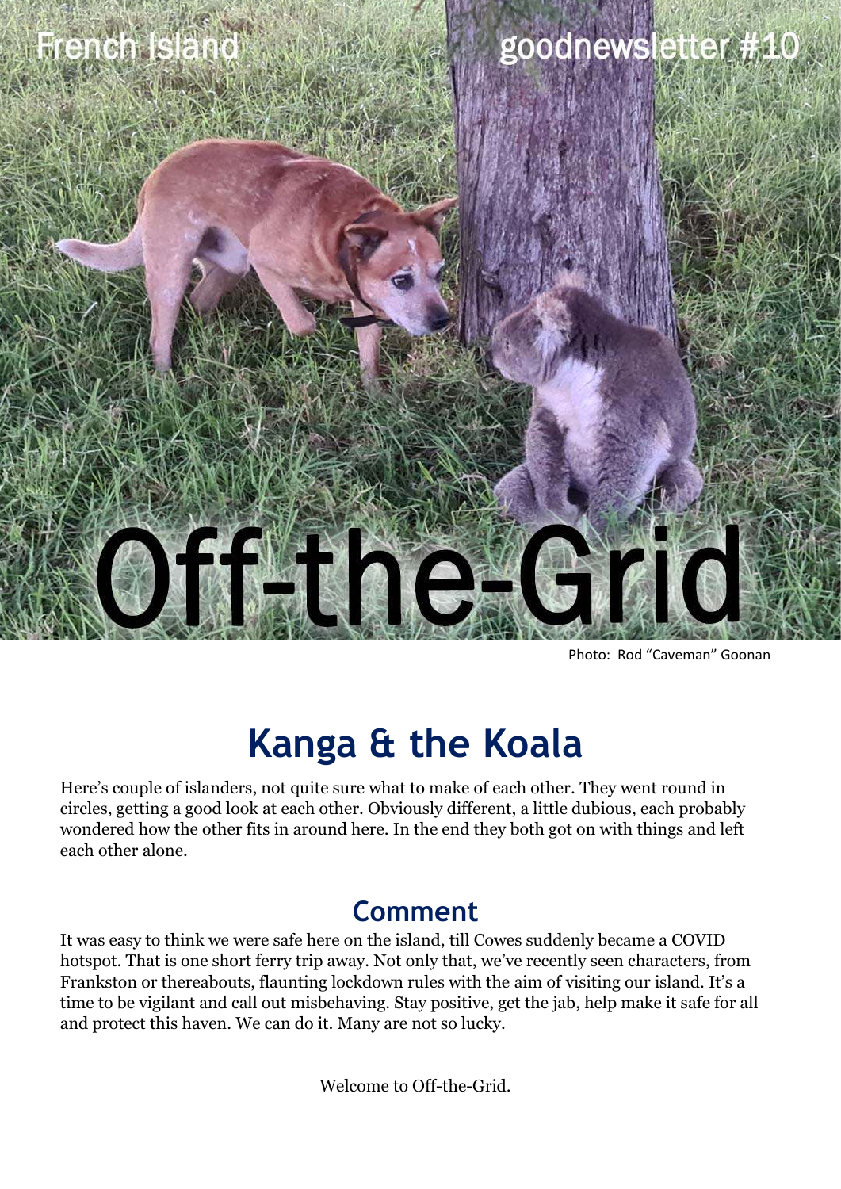French Island goodnewsletter #10

# Off-the-Grid

Photo: Rod "Caveman" Goonan

## Kanga & the Koala

Here's couple of islanders, not quite sure what to make of each other. They went round in circles, getting a good look at each other. Obviously different, a little dubious, each probably wondered how the other fits in around here. In the end they both got on with things and left each other alone.

### Comment

It was easy to think we were safe here on the island, till Cowes suddenly became a COVID hotspot. That is one short ferry trip away. Not only that, we've recently seen characters, from Frankston or thereabouts, flaunting lockdown rules with the aim of visiting our island. It's a time to be vigilant and call out misbehaving. Stay positive, get the jab, help make it safe for all and protect this haven. We can do it. Many are not so lucky.

Welcome to Off-the-Grid.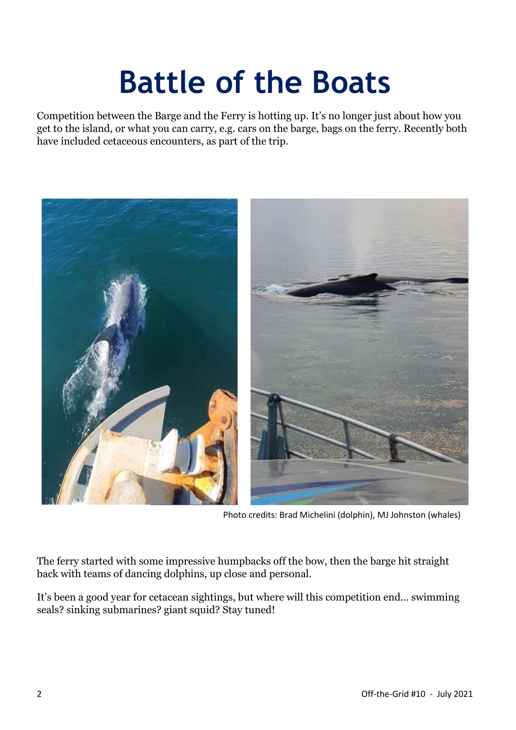# Battle of the Boats

Competition between the Barge and the Ferry is hotting up. It's no longer just about how you get to the island, or what you can carry, e.g. cars on the barge, bags on the ferry. Recently both have included cetaceous encounters, as part of the trip.

Photo credits: Brad Michelini (dolphin), MJ Johnston (whales)

The ferry started with some impressive humpbacks off the bow, then the barge hit straight back with teams of dancing dolphins, up close and personal.

It's been a good year for cetacean sightings, but where will this competition end… swimming seals? sinking submarines? giant squid? Stay tuned!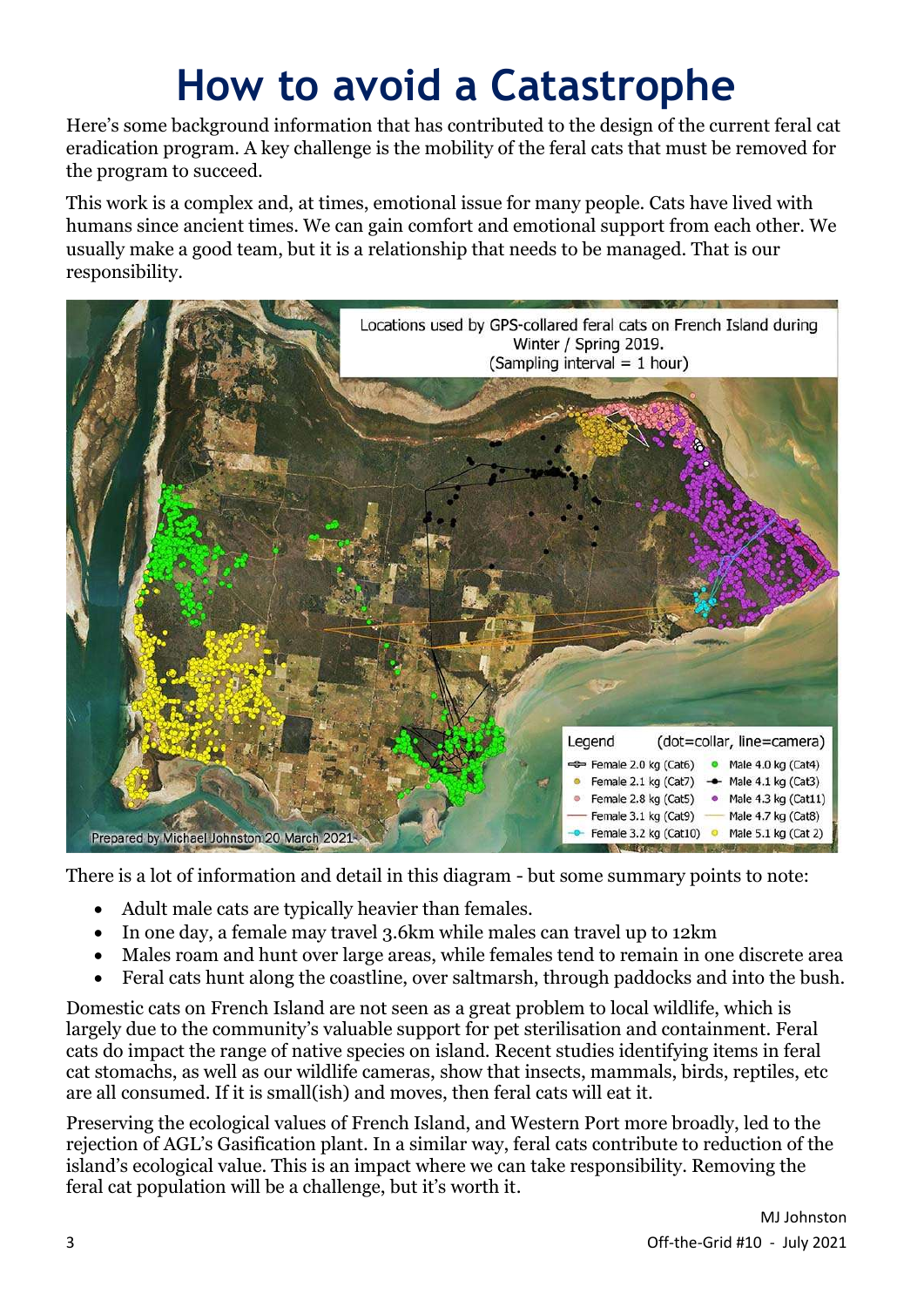# How to avoid a Catastrophe

Here's some background information that has contributed to the design of the current feral cat eradication program. A key challenge is the mobility of the feral cats that must be removed for the program to succeed.

This work is a complex and, at times, emotional issue for many people. Cats have lived with humans since ancient times. We can gain comfort and emotional support from each other. We usually make a good team, but it is a relationship that needs to be managed. That is our responsibility.

Locations used by GPS-collared feral cats on French Island during Winter / Spring 2019. (Sampling interval = 1 hour)

Legend (dot=collar, line=camera)

- Female 2.0 kg (Cat6)
- Female 2.1 kg (Cat7)
- Female 2.8 kg (Cat5)
- Female 3.1 kg (Cat9)
- Female 3.2 kg (Cat10)
- Male 4.0 kg (Cat4)
- Male 4.1 kg (Cat3)
- Male 4.3 kg (Cat11)
- Male 4.7 kg (Cat8)
- Male 5.1 kg (Cat 2)

Prepared by Michael Johnston 20 March 2021

There is a lot of information and detail in this diagram - but some summary points to note:

- Adult male cats are typically heavier than females.
- In one day, a female may travel 3.6km while males can travel up to 12km
- Males roam and hunt over large areas, while females tend to remain in one discrete area
- Feral cats hunt along the coastline, over saltmarsh, through paddocks and into the bush.

Domestic cats on French Island are not seen as a great problem to local wildlife, which is largely due to the community's valuable support for pet sterilisation and containment. Feral cats do impact the range of native species on island. Recent studies identifying items in feral cat stomachs, as well as our wildlife cameras, show that insects, mammals, birds, reptiles, etc are all consumed. If it is small(ish) and moves, then feral cats will eat it.

Preserving the ecological values of French Island, and Western Port more broadly, led to the rejection of AGL's Gasification plant. In a similar way, feral cats contribute to reduction of the island's ecological value. This is an impact where we can take responsibility. Removing the feral cat population will be a challenge, but it's worth it.

MJ Johnston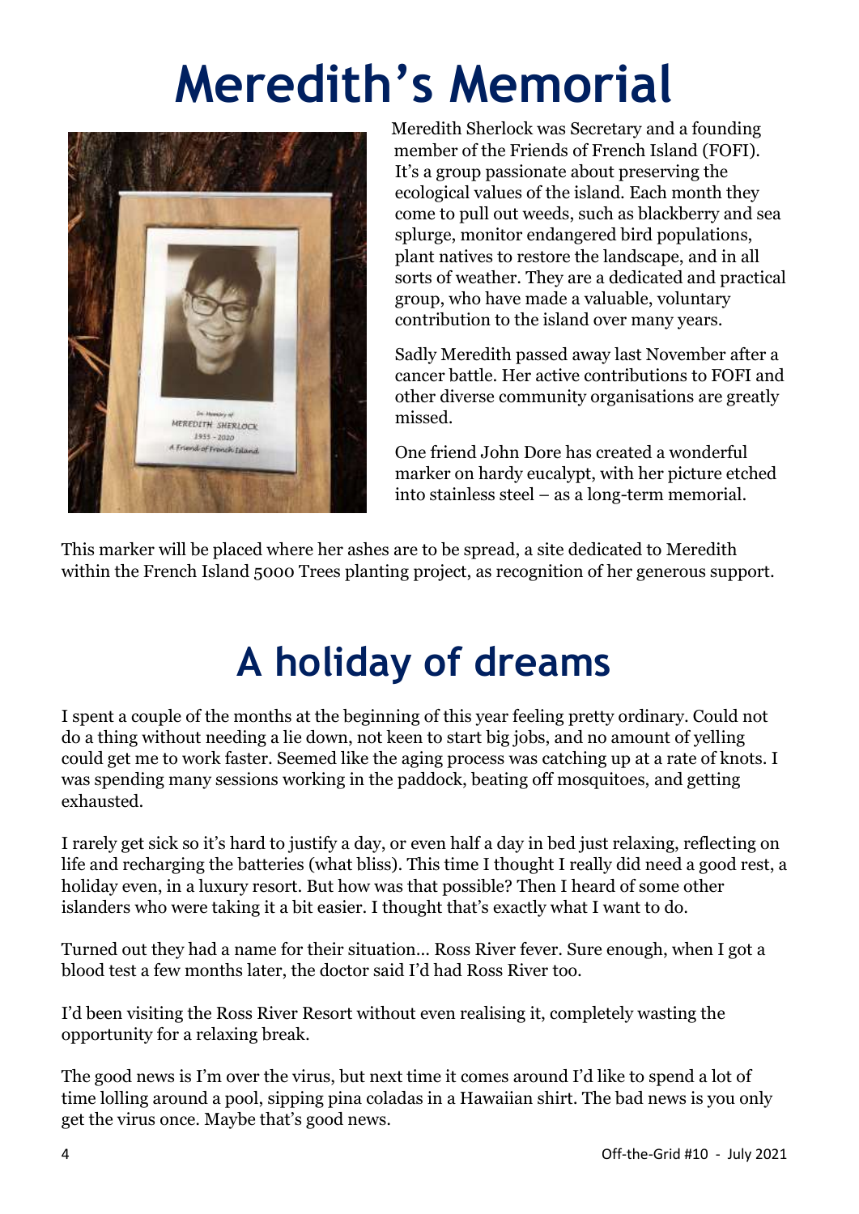# Meredith's Memorial

Meredith Sherlock was Secretary and a founding member of the Friends of French Island (FOFI). It's a group passionate about preserving the ecological values of the island. Each month they come to pull out weeds, such as blackberry and sea splurge, monitor endangered bird populations, plant natives to restore the landscape, and in all sorts of weather. They are a dedicated and practical group, who have made a valuable, voluntary contribution to the island over many years.

Sadly Meredith passed away last November after a cancer battle. Her active contributions to FOFI and other diverse community organisations are greatly missed.

One friend John Dore has created a wonderful marker on hardy eucalypt, with her picture etched into stainless steel – as a long-term memorial.

This marker will be placed where her ashes are to be spread, a site dedicated to Meredith within the French Island 5000 Trees planting project, as recognition of her generous support.

# A holiday of dreams

I spent a couple of the months at the beginning of this year feeling pretty ordinary. Could not do a thing without needing a lie down, not keen to start big jobs, and no amount of yelling could get me to work faster. Seemed like the aging process was catching up at a rate of knots. I was spending many sessions working in the paddock, beating off mosquitoes, and getting exhausted.

I rarely get sick so it's hard to justify a day, or even half a day in bed just relaxing, reflecting on life and recharging the batteries (what bliss). This time I thought I really did need a good rest, a holiday even, in a luxury resort. But how was that possible? Then I heard of some other islanders who were taking it a bit easier. I thought that's exactly what I want to do.

Turned out they had a name for their situation... Ross River fever. Sure enough, when I got a blood test a few months later, the doctor said I'd had Ross River too.

I'd been visiting the Ross River Resort without even realising it, completely wasting the opportunity for a relaxing break.

The good news is I'm over the virus, but next time it comes around I'd like to spend a lot of time lolling around a pool, sipping pina coladas in a Hawaiian shirt. The bad news is you only get the virus once. Maybe that's good news.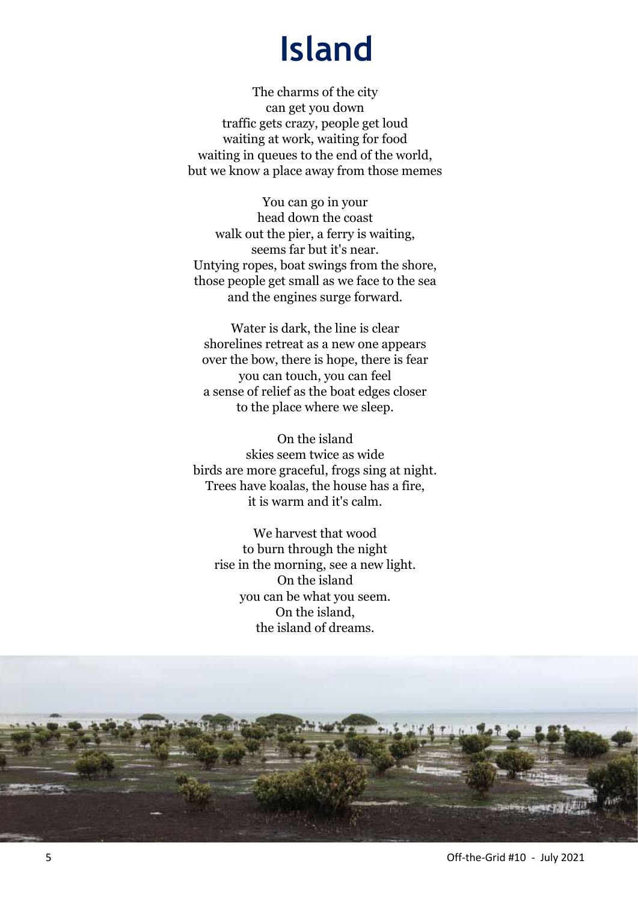# Island

The charms of the city  
can get you down  
traffic gets crazy, people get loud  
waiting at work, waiting for food  
waiting in queues to the end of the world,  
but we know a place away from those memes

You can go in your  
head down the coast  
walk out the pier, a ferry is waiting,  
seems far but it's near.  
Untying ropes, boat swings from the shore,  
those people get small as we face to the sea  
and the engines surge forward.

Water is dark, the line is clear  
shorelines retreat as a new one appears  
over the bow, there is hope, there is fear  
you can touch, you can feel  
a sense of relief as the boat edges closer  
to the place where we sleep.

On the island  
skies seem twice as wide  
birds are more graceful, frogs sing at night.  
Trees have koalas, the house has a fire,  
it is warm and it's calm.

We harvest that wood  
to burn through the night  
rise in the morning, see a new light.  
On the island  
you can be what you seem.  
On the island,  
the island of dreams.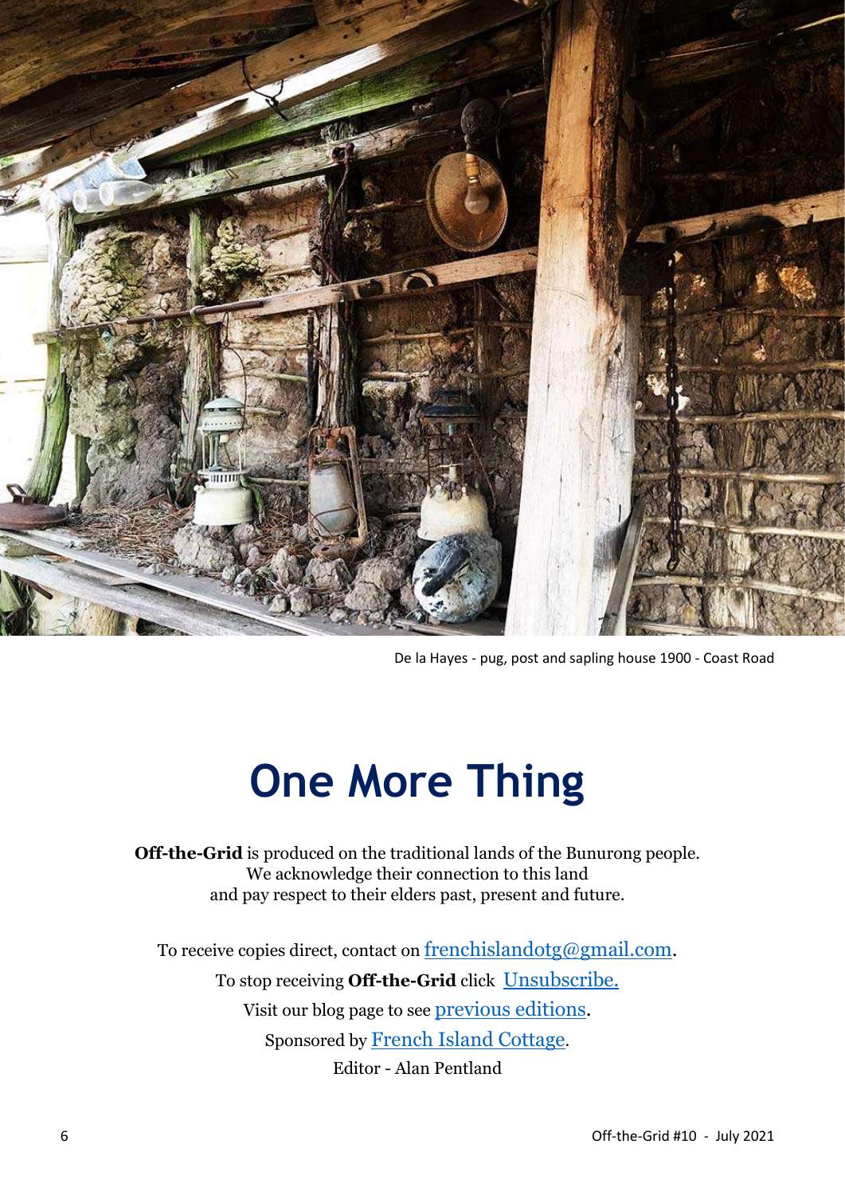De la Hayes - pug, post and sapling house 1900 - Coast Road

# One More Thing

**Off-the-Grid** is produced on the traditional lands of the Bunurong people.
We acknowledge their connection to this land
and pay respect to their elders past, present and future.

To receive copies direct, contact on frenchislandotg@gmail.com.

To stop receiving **Off-the-Grid** click Unsubscribe.

Visit our blog page to see previous editions.

Sponsored by French Island Cottage.

Editor - Alan Pentland